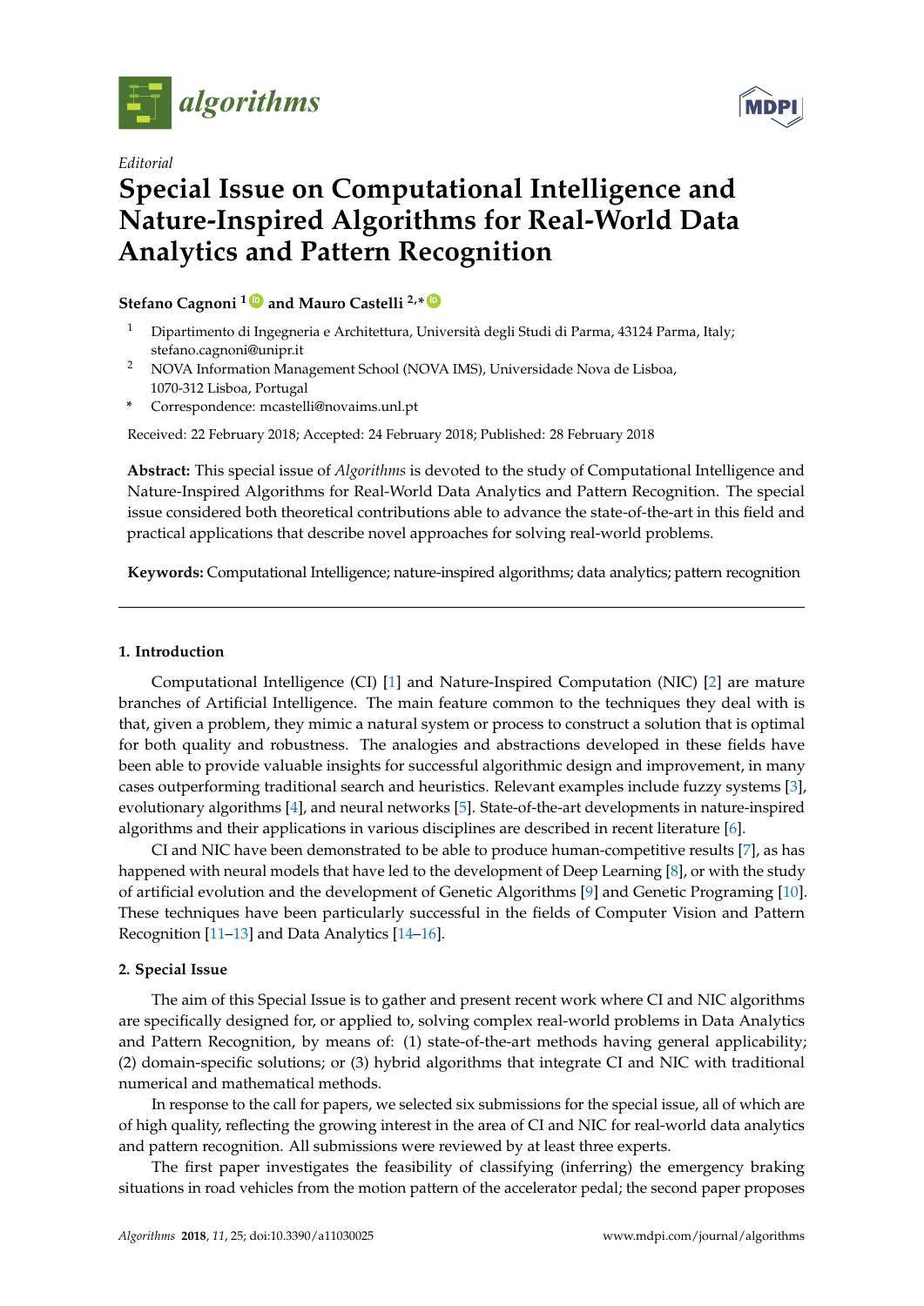*Editorial*

# Special Issue on Computational Intelligence and Nature-Inspired Algorithms for Real-World Data Analytics and Pattern Recognition

**Stefano Cagnoni** [1] **and Mauro Castelli** [2,*]

[1] Dipartimento di Ingegneria e Architettura, Università degli Studi di Parma, 43124 Parma, Italy; stefano.cagnoni@unipr.it

[2] NOVA Information Management School (NOVA IMS), Universidade Nova de Lisboa, 1070-312 Lisboa, Portugal

* Correspondence: mcastelli@novaims.unl.pt

Received: 22 February 2018; Accepted: 24 February 2018; Published: 28 February 2018

**Abstract:** This special issue of *Algorithms* is devoted to the study of Computational Intelligence and Nature-Inspired Algorithms for Real-World Data Analytics and Pattern Recognition. The special issue considered both theoretical contributions able to advance the state-of-the-art in this field and practical applications that describe novel approaches for solving real-world problems.

**Keywords:** Computational Intelligence; nature-inspired algorithms; data analytics; pattern recognition

## 1. Introduction

Computational Intelligence (CI) [1] and Nature-Inspired Computation (NIC) [2] are mature branches of Artificial Intelligence. The main feature common to the techniques they deal with is that, given a problem, they mimic a natural system or process to construct a solution that is optimal for both quality and robustness. The analogies and abstractions developed in these fields have been able to provide valuable insights for successful algorithmic design and improvement, in many cases outperforming traditional search and heuristics. Relevant examples include fuzzy systems [3], evolutionary algorithms [4], and neural networks [5]. State-of-the-art developments in nature-inspired algorithms and their applications in various disciplines are described in recent literature [6].

CI and NIC have been demonstrated to be able to produce human-competitive results [7], as has happened with neural models that have led to the development of Deep Learning [8], or with the study of artificial evolution and the development of Genetic Algorithms [9] and Genetic Programing [10]. These techniques have been particularly successful in the fields of Computer Vision and Pattern Recognition [11–13] and Data Analytics [14–16].

## 2. Special Issue

The aim of this Special Issue is to gather and present recent work where CI and NIC algorithms are specifically designed for, or applied to, solving complex real-world problems in Data Analytics and Pattern Recognition, by means of: (1) state-of-the-art methods having general applicability; (2) domain-specific solutions; or (3) hybrid algorithms that integrate CI and NIC with traditional numerical and mathematical methods.

In response to the call for papers, we selected six submissions for the special issue, all of which are of high quality, reflecting the growing interest in the area of CI and NIC for real-world data analytics and pattern recognition. All submissions were reviewed by at least three experts.

The first paper investigates the feasibility of classifying (inferring) the emergency braking situations in road vehicles from the motion pattern of the accelerator pedal; the second paper proposes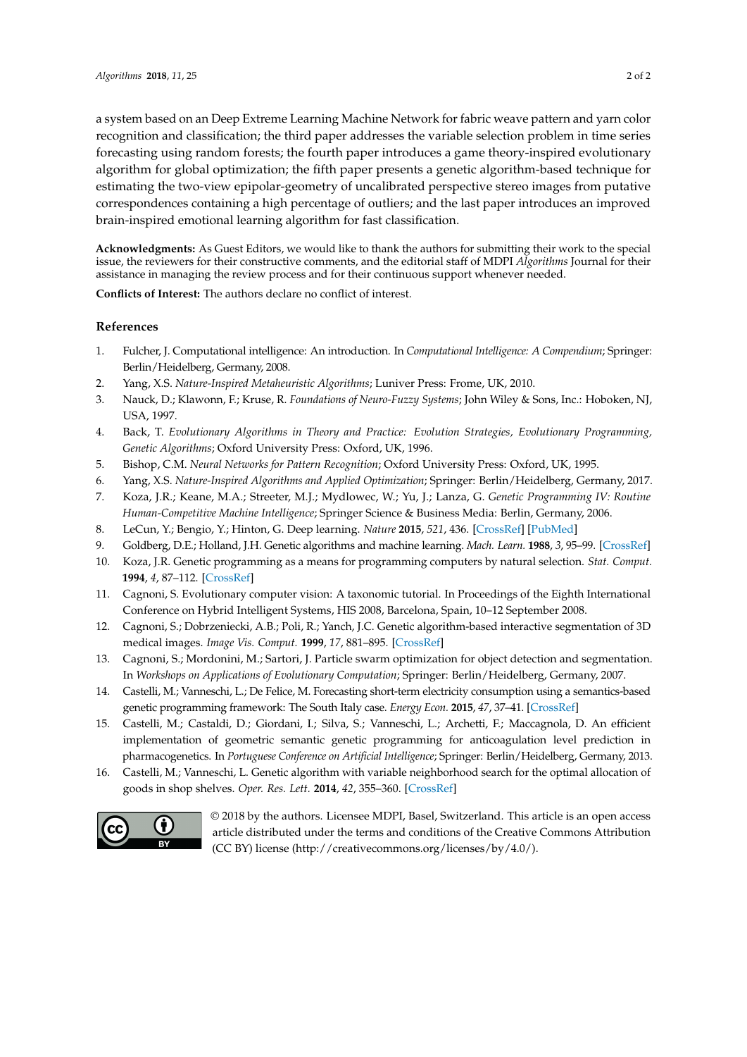a system based on an Deep Extreme Learning Machine Network for fabric weave pattern and yarn color recognition and classification; the third paper addresses the variable selection problem in time series forecasting using random forests; the fourth paper introduces a game theory-inspired evolutionary algorithm for global optimization; the fifth paper presents a genetic algorithm-based technique for estimating the two-view epipolar-geometry of uncalibrated perspective stereo images from putative correspondences containing a high percentage of outliers; and the last paper introduces an improved brain-inspired emotional learning algorithm for fast classification.

**Acknowledgments:** As Guest Editors, we would like to thank the authors for submitting their work to the special issue, the reviewers for their constructive comments, and the editorial staff of MDPI *Algorithms* Journal for their assistance in managing the review process and for their continuous support whenever needed.

**Conflicts of Interest:** The authors declare no conflict of interest.

## References

1. Fulcher, J. Computational intelligence: An introduction. In *Computational Intelligence: A Compendium*; Springer: Berlin/Heidelberg, Germany, 2008.
2. Yang, X.S. *Nature-Inspired Metaheuristic Algorithms*; Luniver Press: Frome, UK, 2010.
3. Nauck, D.; Klawonn, F.; Kruse, R. *Foundations of Neuro-Fuzzy Systems*; John Wiley & Sons, Inc.: Hoboken, NJ, USA, 1997.
4. Back, T. *Evolutionary Algorithms in Theory and Practice: Evolution Strategies, Evolutionary Programming, Genetic Algorithms*; Oxford University Press: Oxford, UK, 1996.
5. Bishop, C.M. *Neural Networks for Pattern Recognition*; Oxford University Press: Oxford, UK, 1995.
6. Yang, X.S. *Nature-Inspired Algorithms and Applied Optimization*; Springer: Berlin/Heidelberg, Germany, 2017.
7. Koza, J.R.; Keane, M.A.; Streeter, M.J.; Mydlowec, W.; Yu, J.; Lanza, G. *Genetic Programming IV: Routine Human-Competitive Machine Intelligence*; Springer Science & Business Media: Berlin, Germany, 2006.
8. LeCun, Y.; Bengio, Y.; Hinton, G. Deep learning. *Nature* **2015**, *521*, 436. [CrossRef] [PubMed]
9. Goldberg, D.E.; Holland, J.H. Genetic algorithms and machine learning. *Mach. Learn.* **1988**, *3*, 95–99. [CrossRef]
10. Koza, J.R. Genetic programming as a means for programming computers by natural selection. *Stat. Comput.* **1994**, *4*, 87–112. [CrossRef]
11. Cagnoni, S. Evolutionary computer vision: A taxonomic tutorial. In Proceedings of the Eighth International Conference on Hybrid Intelligent Systems, HIS 2008, Barcelona, Spain, 10–12 September 2008.
12. Cagnoni, S.; Dobrzeniecki, A.B.; Poli, R.; Yanch, J.C. Genetic algorithm-based interactive segmentation of 3D medical images. *Image Vis. Comput.* **1999**, *17*, 881–895. [CrossRef]
13. Cagnoni, S.; Mordonini, M.; Sartori, J. Particle swarm optimization for object detection and segmentation. In *Workshops on Applications of Evolutionary Computation*; Springer: Berlin/Heidelberg, Germany, 2007.
14. Castelli, M.; Vanneschi, L.; De Felice, M. Forecasting short-term electricity consumption using a semantics-based genetic programming framework: The South Italy case. *Energy Econ.* **2015**, *47*, 37–41. [CrossRef]
15. Castelli, M.; Castaldi, D.; Giordani, I.; Silva, S.; Vanneschi, L.; Archetti, F.; Maccagnola, D. An efficient implementation of geometric semantic genetic programming for anticoagulation level prediction in pharmacogenetics. In *Portuguese Conference on Artificial Intelligence*; Springer: Berlin/Heidelberg, Germany, 2013.
16. Castelli, M.; Vanneschi, L. Genetic algorithm with variable neighborhood search for the optimal allocation of goods in shop shelves. *Oper. Res. Lett.* **2014**, *42*, 355–360. [CrossRef]

© 2018 by the authors. Licensee MDPI, Basel, Switzerland. This article is an open access article distributed under the terms and conditions of the Creative Commons Attribution (CC BY) license (http://creativecommons.org/licenses/by/4.0/).